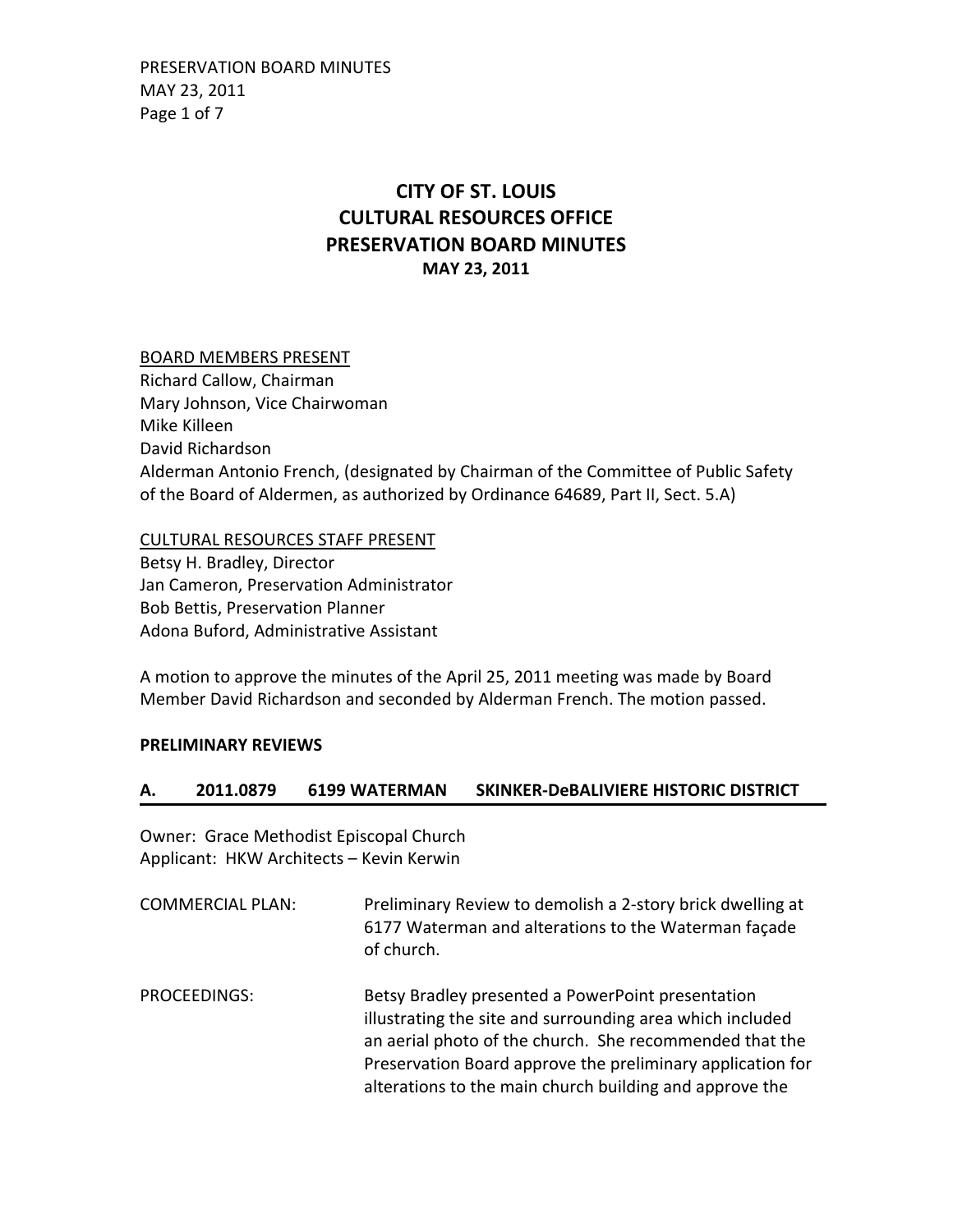# CITY OF ST. LOUIS
# CULTURAL RESOURCES OFFICE
# PRESERVATION BOARD MINUTES
**MAY 23, 2011**

BOARD MEMBERS PRESENT

Richard Callow, Chairman
Mary Johnson, Vice Chairwoman
Mike Killeen
David Richardson
Alderman Antonio French, (designated by Chairman of the Committee of Public Safety of the Board of Aldermen, as authorized by Ordinance 64689, Part II, Sect. 5.A)

CULTURAL RESOURCES STAFF PRESENT

Betsy H. Bradley, Director
Jan Cameron, Preservation Administrator
Bob Bettis, Preservation Planner
Adona Buford, Administrative Assistant

A motion to approve the minutes of the April 25, 2011 meeting was made by Board Member David Richardson and seconded by Alderman French. The motion passed.

**PRELIMINARY REVIEWS**

**A. 2011.0879 6199 WATERMAN SKINKER-DeBALIVIERE HISTORIC DISTRICT**

Owner: Grace Methodist Episcopal Church
Applicant: HKW Architects – Kevin Kerwin

COMMERCIAL PLAN: Preliminary Review to demolish a 2-story brick dwelling at 6177 Waterman and alterations to the Waterman façade of church.

PROCEEDINGS: Betsy Bradley presented a PowerPoint presentation illustrating the site and surrounding area which included an aerial photo of the church. She recommended that the Preservation Board approve the preliminary application for alterations to the main church building and approve the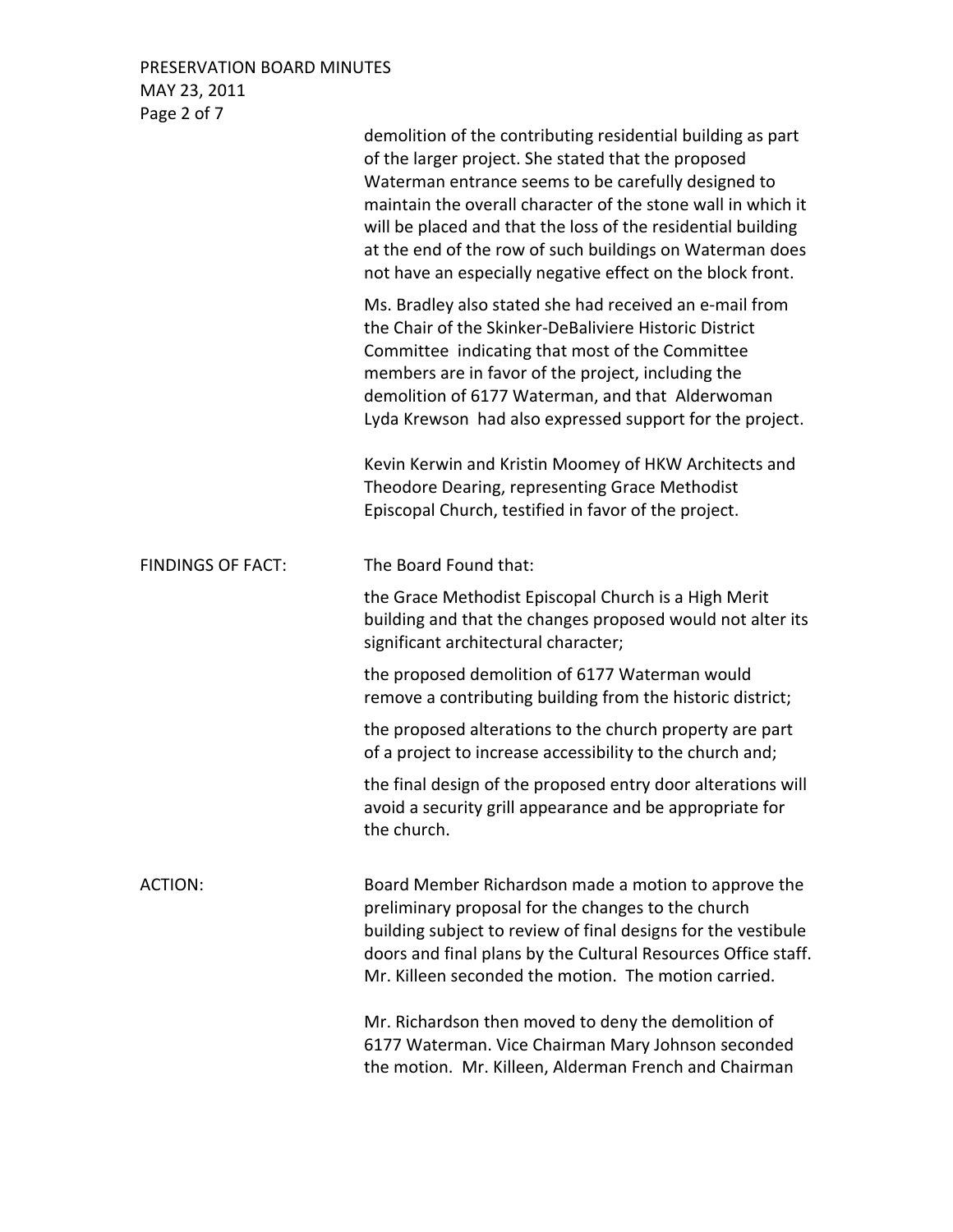demolition of the contributing residential building as part of the larger project. She stated that the proposed Waterman entrance seems to be carefully designed to maintain the overall character of the stone wall in which it will be placed and that the loss of the residential building at the end of the row of such buildings on Waterman does not have an especially negative effect on the block front.

Ms. Bradley also stated she had received an e-mail from the Chair of the Skinker-DeBaliviere Historic District Committee indicating that most of the Committee members are in favor of the project, including the demolition of 6177 Waterman, and that Alderwoman Lyda Krewson had also expressed support for the project.

Kevin Kerwin and Kristin Moomey of HKW Architects and Theodore Dearing, representing Grace Methodist Episcopal Church, testified in favor of the project.

**FINDINGS OF FACT:**

The Board Found that:

the Grace Methodist Episcopal Church is a High Merit building and that the changes proposed would not alter its significant architectural character;

the proposed demolition of 6177 Waterman would remove a contributing building from the historic district;

the proposed alterations to the church property are part of a project to increase accessibility to the church and;

the final design of the proposed entry door alterations will avoid a security grill appearance and be appropriate for the church.

**ACTION:**

Board Member Richardson made a motion to approve the preliminary proposal for the changes to the church building subject to review of final designs for the vestibule doors and final plans by the Cultural Resources Office staff. Mr. Killeen seconded the motion. The motion carried.

Mr. Richardson then moved to deny the demolition of 6177 Waterman. Vice Chairman Mary Johnson seconded the motion. Mr. Killeen, Alderman French and Chairman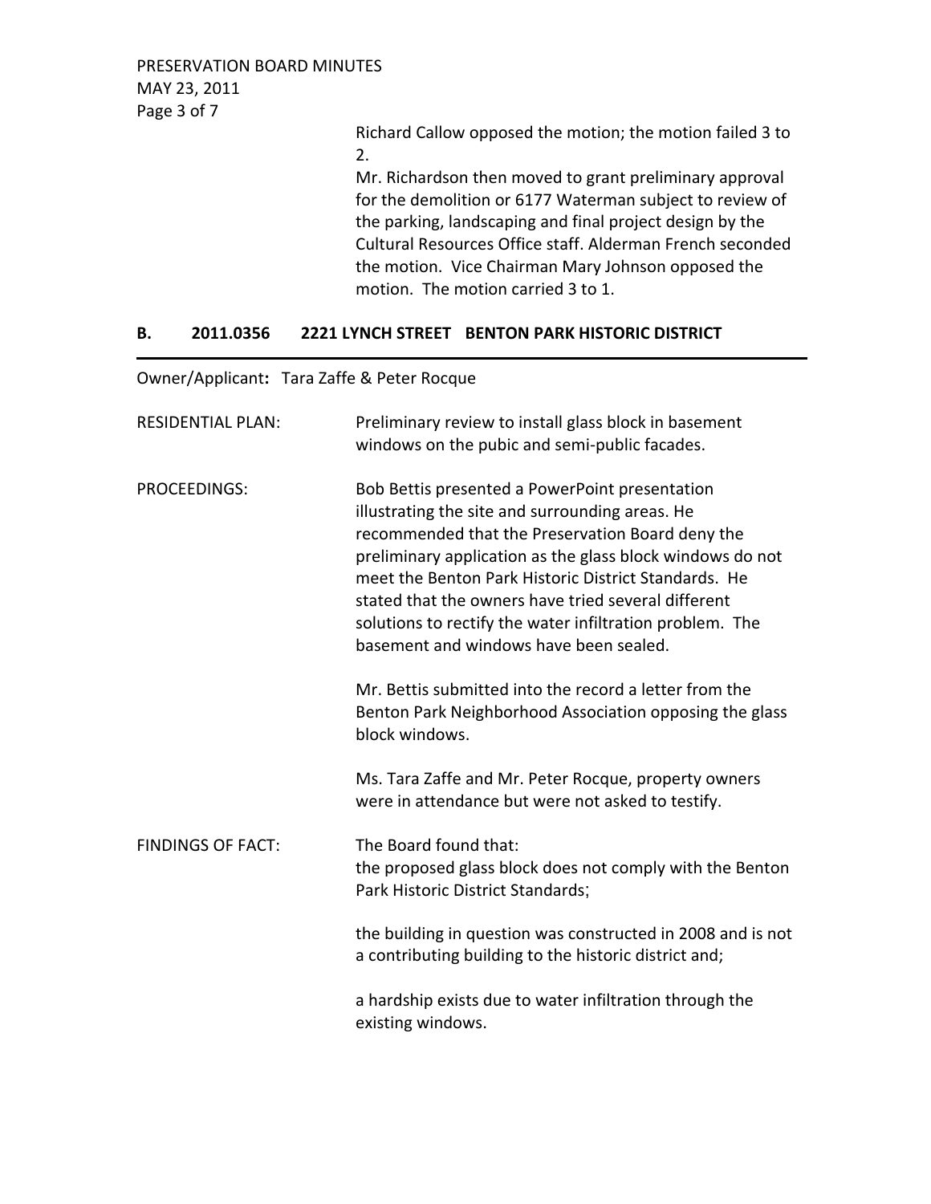Richard Callow opposed the motion; the motion failed 3 to 2.

Mr. Richardson then moved to grant preliminary approval for the demolition or 6177 Waterman subject to review of the parking, landscaping and final project design by the Cultural Resources Office staff. Alderman French seconded the motion. Vice Chairman Mary Johnson opposed the motion. The motion carried 3 to 1.

## B. 2011.0356 2221 LYNCH STREET BENTON PARK HISTORIC DISTRICT

Owner/Applicant**:** Tara Zaffe & Peter Rocque

RESIDENTIAL PLAN: Preliminary review to install glass block in basement windows on the pubic and semi-public facades.

PROCEEDINGS: Bob Bettis presented a PowerPoint presentation illustrating the site and surrounding areas. He recommended that the Preservation Board deny the preliminary application as the glass block windows do not meet the Benton Park Historic District Standards. He stated that the owners have tried several different solutions to rectify the water infiltration problem. The basement and windows have been sealed.

Mr. Bettis submitted into the record a letter from the Benton Park Neighborhood Association opposing the glass block windows.

Ms. Tara Zaffe and Mr. Peter Rocque, property owners were in attendance but were not asked to testify.

FINDINGS OF FACT: The Board found that:
the proposed glass block does not comply with the Benton Park Historic District Standards;

the building in question was constructed in 2008 and is not a contributing building to the historic district and;

a hardship exists due to water infiltration through the existing windows.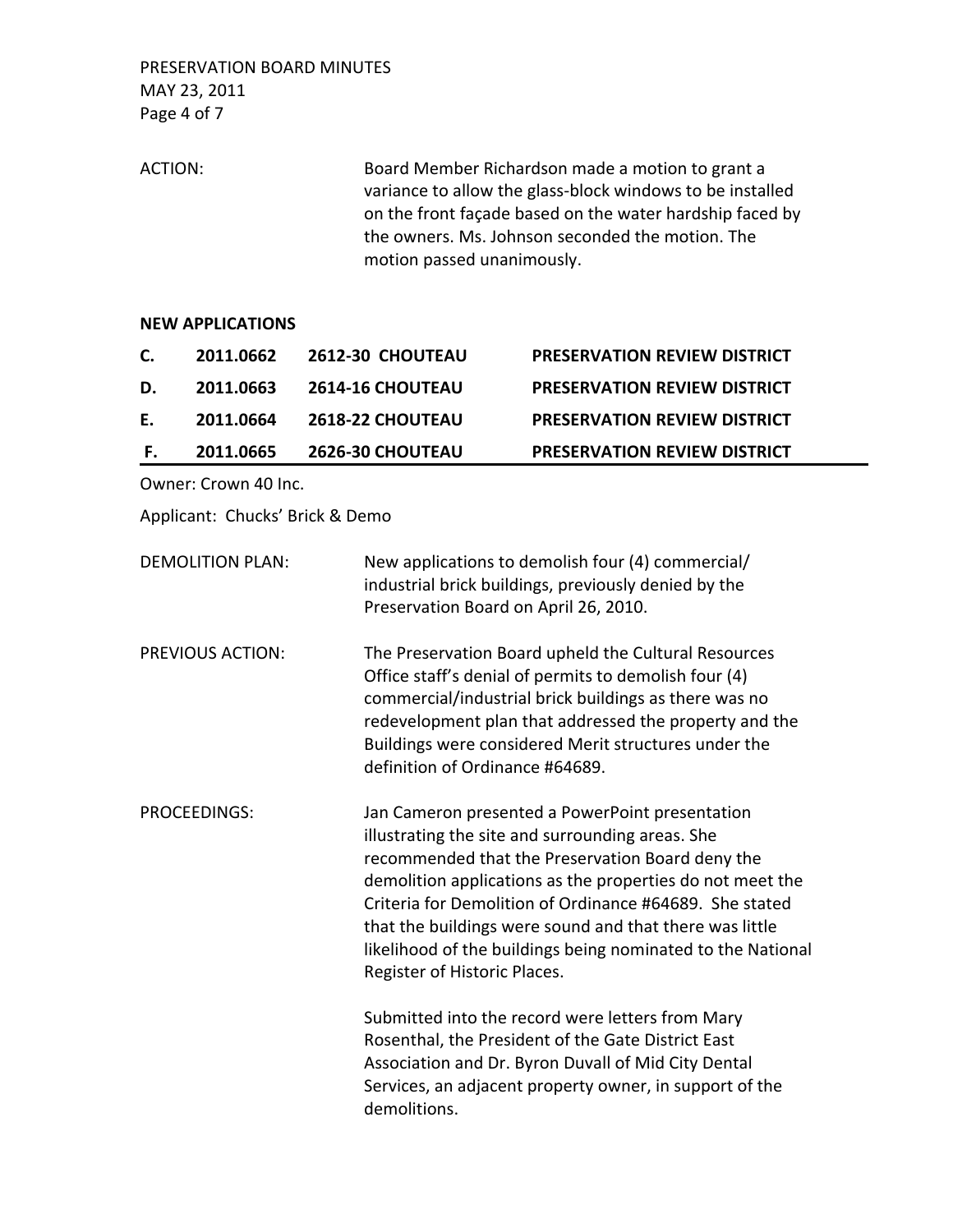ACTION: Board Member Richardson made a motion to grant a variance to allow the glass-block windows to be installed on the front façade based on the water hardship faced by the owners. Ms. Johnson seconded the motion. The motion passed unanimously.

## NEW APPLICATIONS

| | | | |
|---|---|---|---|
| **C.** | **2011.0662** | **2612-30 CHOUTEAU** | **PRESERVATION REVIEW DISTRICT** |
| **D.** | **2011.0663** | **2614-16 CHOUTEAU** | **PRESERVATION REVIEW DISTRICT** |
| **E.** | **2011.0664** | **2618-22 CHOUTEAU** | **PRESERVATION REVIEW DISTRICT** |
| **F.** | **2011.0665** | **2626-30 CHOUTEAU** | **PRESERVATION REVIEW DISTRICT** |

Owner: Crown 40 Inc.

Applicant: Chucks' Brick & Demo

DEMOLITION PLAN: New applications to demolish four (4) commercial/ industrial brick buildings, previously denied by the Preservation Board on April 26, 2010.

PREVIOUS ACTION: The Preservation Board upheld the Cultural Resources Office staff's denial of permits to demolish four (4) commercial/industrial brick buildings as there was no redevelopment plan that addressed the property and the Buildings were considered Merit structures under the definition of Ordinance #64689.

PROCEEDINGS: Jan Cameron presented a PowerPoint presentation illustrating the site and surrounding areas. She recommended that the Preservation Board deny the demolition applications as the properties do not meet the Criteria for Demolition of Ordinance #64689. She stated that the buildings were sound and that there was little likelihood of the buildings being nominated to the National Register of Historic Places.

Submitted into the record were letters from Mary Rosenthal, the President of the Gate District East Association and Dr. Byron Duvall of Mid City Dental Services, an adjacent property owner, in support of the demolitions.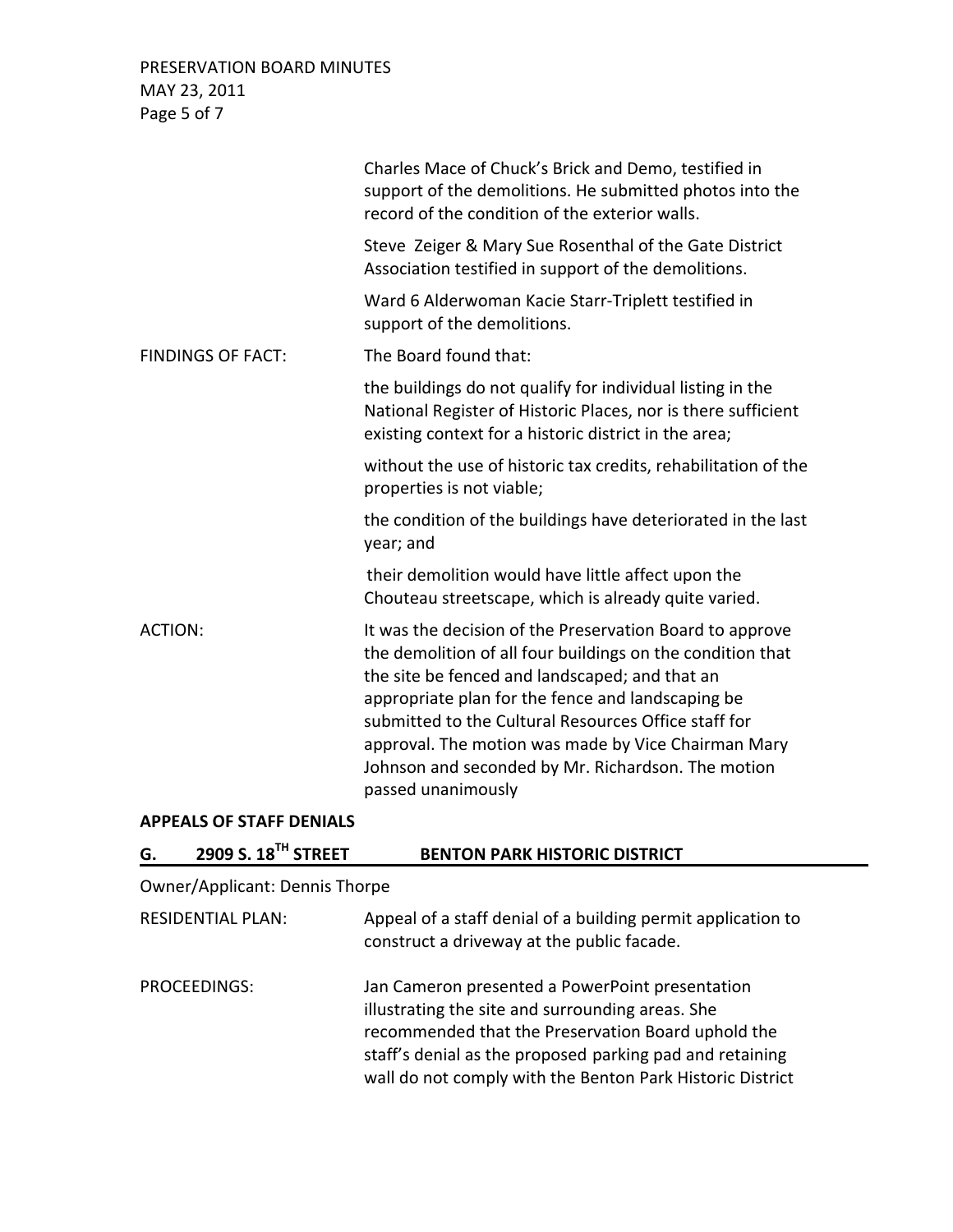Charles Mace of Chuck's Brick and Demo, testified in support of the demolitions. He submitted photos into the record of the condition of the exterior walls.

Steve Zeiger & Mary Sue Rosenthal of the Gate District Association testified in support of the demolitions.

Ward 6 Alderwoman Kacie Starr-Triplett testified in support of the demolitions.

FINDINGS OF FACT: The Board found that:

the buildings do not qualify for individual listing in the National Register of Historic Places, nor is there sufficient existing context for a historic district in the area;

without the use of historic tax credits, rehabilitation of the properties is not viable;

the condition of the buildings have deteriorated in the last year; and

their demolition would have little affect upon the Chouteau streetscape, which is already quite varied.

ACTION: It was the decision of the Preservation Board to approve the demolition of all four buildings on the condition that the site be fenced and landscaped; and that an appropriate plan for the fence and landscaping be submitted to the Cultural Resources Office staff for approval. The motion was made by Vice Chairman Mary Johnson and seconded by Mr. Richardson. The motion passed unanimously

**APPEALS OF STAFF DENIALS**

## G. 2909 S. 18TH STREET BENTON PARK HISTORIC DISTRICT

Owner/Applicant: Dennis Thorpe

RESIDENTIAL PLAN: Appeal of a staff denial of a building permit application to construct a driveway at the public facade.

PROCEEDINGS: Jan Cameron presented a PowerPoint presentation illustrating the site and surrounding areas. She recommended that the Preservation Board uphold the staff's denial as the proposed parking pad and retaining wall do not comply with the Benton Park Historic District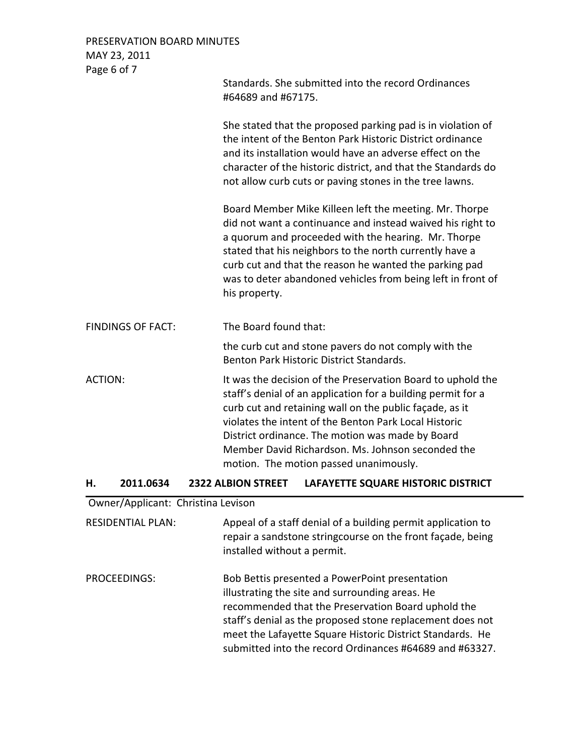Standards. She submitted into the record Ordinances #64689 and #67175.

She stated that the proposed parking pad is in violation of the intent of the Benton Park Historic District ordinance and its installation would have an adverse effect on the character of the historic district, and that the Standards do not allow curb cuts or paving stones in the tree lawns.

Board Member Mike Killeen left the meeting. Mr. Thorpe did not want a continuance and instead waived his right to a quorum and proceeded with the hearing. Mr. Thorpe stated that his neighbors to the north currently have a curb cut and that the reason he wanted the parking pad was to deter abandoned vehicles from being left in front of his property.

FINDINGS OF FACT: The Board found that:

the curb cut and stone pavers do not comply with the Benton Park Historic District Standards.

ACTION: It was the decision of the Preservation Board to uphold the staff's denial of an application for a building permit for a curb cut and retaining wall on the public façade, as it violates the intent of the Benton Park Local Historic District ordinance. The motion was made by Board Member David Richardson. Ms. Johnson seconded the motion. The motion passed unanimously.

## H. 2011.0634 2322 ALBION STREET LAFAYETTE SQUARE HISTORIC DISTRICT

Owner/Applicant: Christina Levison

RESIDENTIAL PLAN: Appeal of a staff denial of a building permit application to repair a sandstone stringcourse on the front façade, being installed without a permit.

PROCEEDINGS: Bob Bettis presented a PowerPoint presentation illustrating the site and surrounding areas. He recommended that the Preservation Board uphold the staff's denial as the proposed stone replacement does not meet the Lafayette Square Historic District Standards. He submitted into the record Ordinances #64689 and #63327.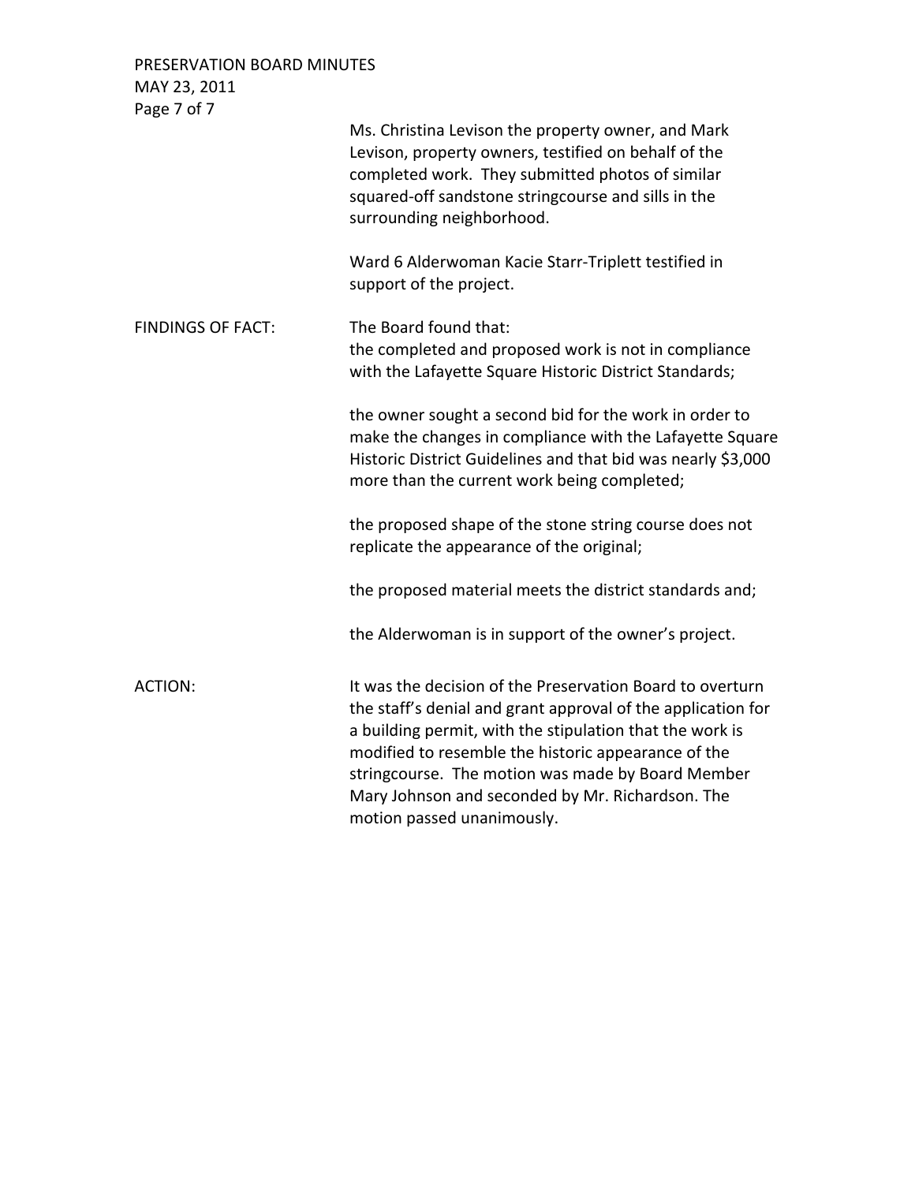Ms. Christina Levison the property owner, and Mark Levison, property owners, testified on behalf of the completed work. They submitted photos of similar squared-off sandstone stringcourse and sills in the surrounding neighborhood.

Ward 6 Alderwoman Kacie Starr-Triplett testified in support of the project.

**FINDINGS OF FACT:** The Board found that:

the completed and proposed work is not in compliance with the Lafayette Square Historic District Standards;

the owner sought a second bid for the work in order to make the changes in compliance with the Lafayette Square Historic District Guidelines and that bid was nearly $3,000 more than the current work being completed;

the proposed shape of the stone string course does not replicate the appearance of the original;

the proposed material meets the district standards and;

the Alderwoman is in support of the owner's project.

**ACTION:** It was the decision of the Preservation Board to overturn the staff's denial and grant approval of the application for a building permit, with the stipulation that the work is modified to resemble the historic appearance of the stringcourse. The motion was made by Board Member Mary Johnson and seconded by Mr. Richardson. The motion passed unanimously.